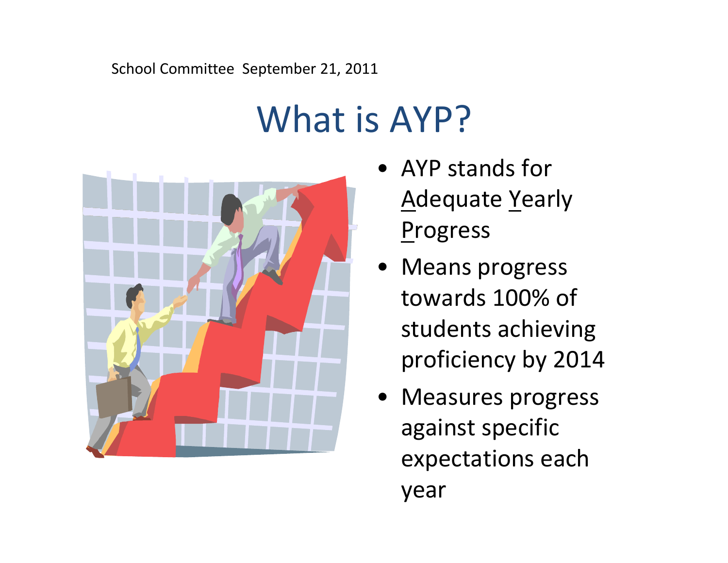School Committee September 21, 2011

# What is AYP?

- AYP stands for Adequate Yearly Progress
- Means progress towards 100% of students achieving proficiency by 2014
- Measures progress against specific expectations each year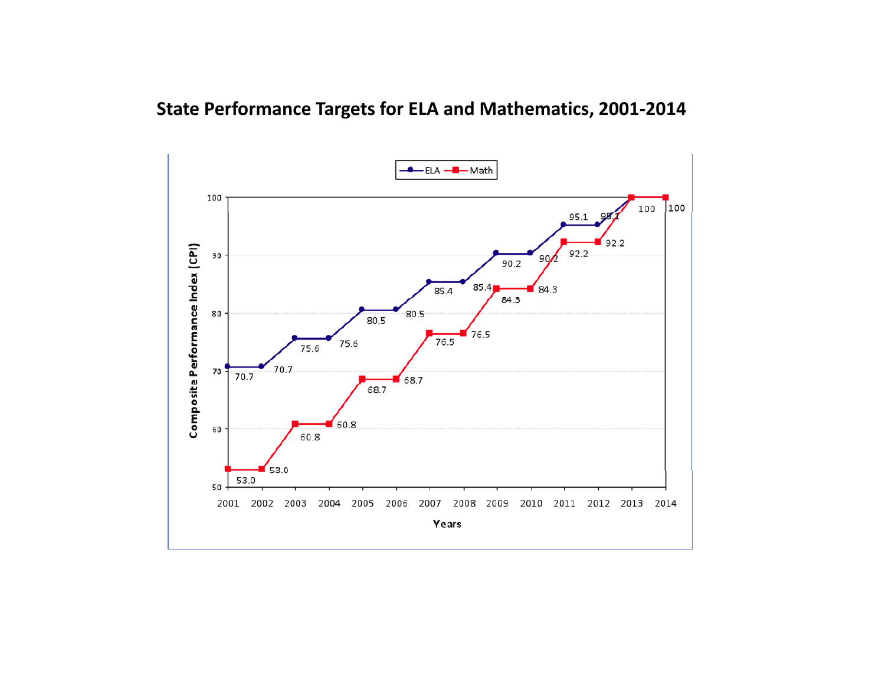## State Performance Targets for ELA and Mathematics, 2001-2014

| Year | ELA | Math |
|---|---|---|
| 2001 | 70.7 | 53.0 |
| 2002 | 70.7 | 53.0 |
| 2003 | 75.6 | 60.8 |
| 2004 | 75.6 | 60.8 |
| 2005 | 80.5 | 68.7 |
| 2006 | 80.5 | 68.7 |
| 2007 | 85.4 | 76.5 |
| 2008 | 85.4 | 76.5 |
| 2009 | 90.2 | 84.3 |
| 2010 | 90.2 | 84.3 |
| 2011 | 95.1 | 92.2 |
| 2012 | 95.1 | 92.2 |
| 2013 | 100 | 100 |
| 2014 | 100 | 100 |

Composite Performance Index (CPI)

Years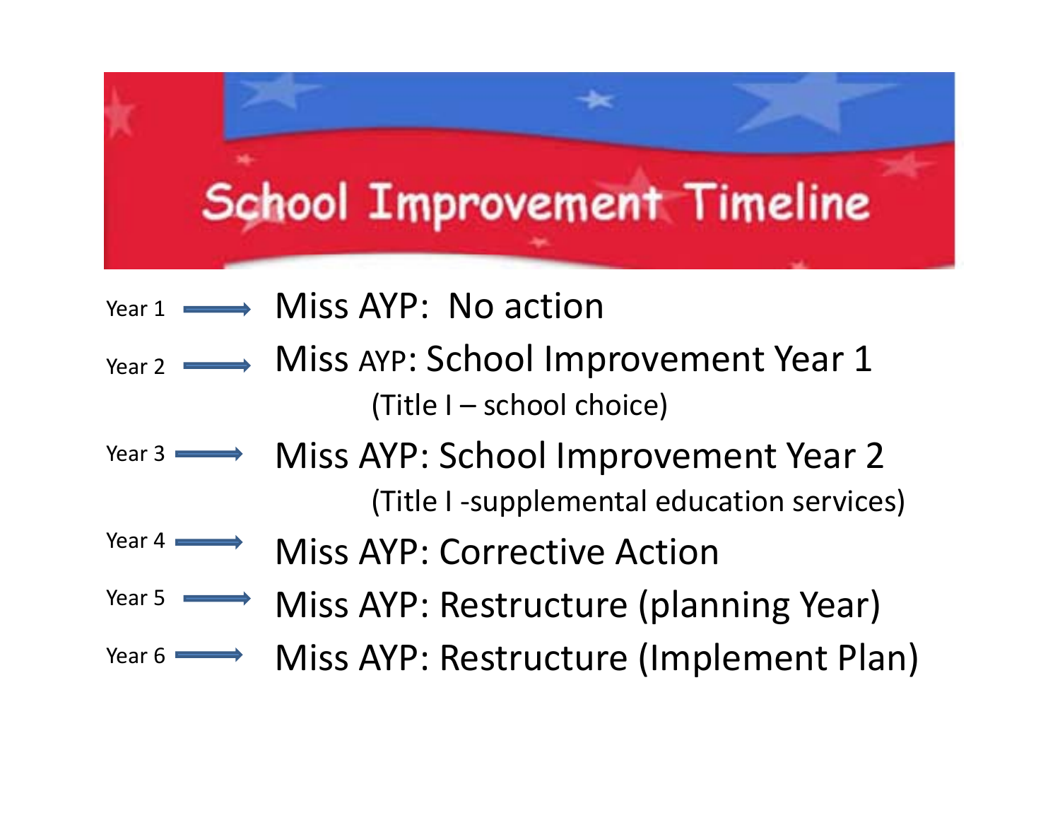# School Improvement Timeline

- Year 1 ⟶ Miss AYP: No action
- Year 2 ⟶ Miss AYP: School Improvement Year 1
  (Title I – school choice)
- Year 3 ⟶ Miss AYP: School Improvement Year 2
  (Title I -supplemental education services)
- Year 4 ⟶ Miss AYP: Corrective Action
- Year 5 ⟶ Miss AYP: Restructure (planning Year)
- Year 6 ⟶ Miss AYP: Restructure (Implement Plan)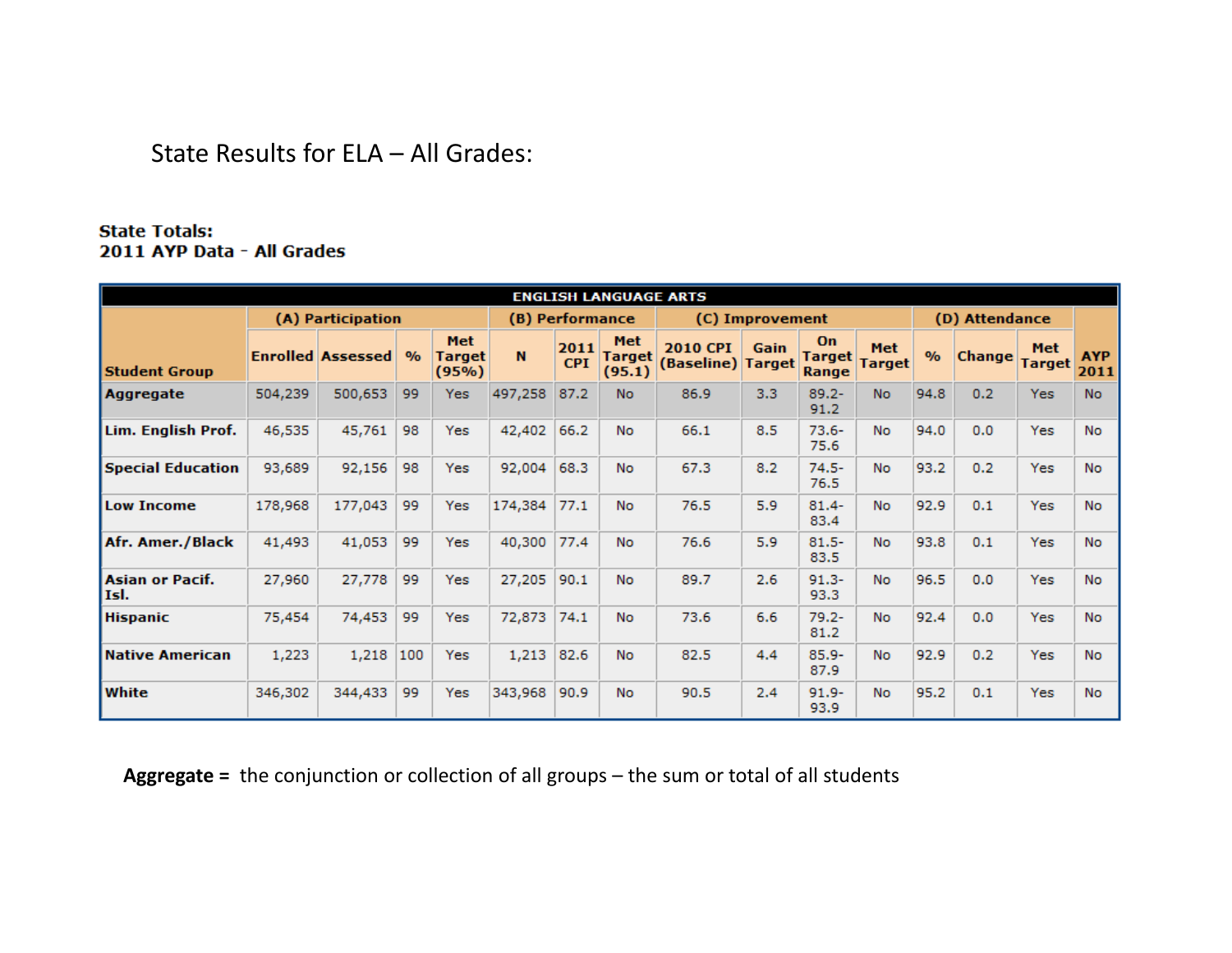State Results for ELA – All Grades:

**State Totals:**
**2011 AYP Data - All Grades**

| ENGLISH LANGUAGE ARTS | | | | | | | | | | | | | | | | |
|---|---|---|---|---|---|---|---|---|---|---|---|---|---|---|---|---|
| | (A) Participation | | | | (B) Performance | | | (C) Improvement | | | | (D) Attendance | | | |
| Student Group | Enrolled | Assessed | % | Met Target (95%) | N | 2011 CPI | Met Target (95.1) | 2010 CPI (Baseline) | Gain Target | On Target Range | Met Target | % | Change | Met Target | AYP 2011 |
| Aggregate | 504,239 | 500,653 | 99 | Yes | 497,258 | 87.2 | No | 86.9 | 3.3 | 89.2-91.2 | No | 94.8 | 0.2 | Yes | No |
| Lim. English Prof. | 46,535 | 45,761 | 98 | Yes | 42,402 | 66.2 | No | 66.1 | 8.5 | 73.6-75.6 | No | 94.0 | 0.0 | Yes | No |
| Special Education | 93,689 | 92,156 | 98 | Yes | 92,004 | 68.3 | No | 67.3 | 8.2 | 74.5-76.5 | No | 93.2 | 0.2 | Yes | No |
| Low Income | 178,968 | 177,043 | 99 | Yes | 174,384 | 77.1 | No | 76.5 | 5.9 | 81.4-83.4 | No | 92.9 | 0.1 | Yes | No |
| Afr. Amer./Black | 41,493 | 41,053 | 99 | Yes | 40,300 | 77.4 | No | 76.6 | 5.9 | 81.5-83.5 | No | 93.8 | 0.1 | Yes | No |
| Asian or Pacif. Isl. | 27,960 | 27,778 | 99 | Yes | 27,205 | 90.1 | No | 89.7 | 2.6 | 91.3-93.3 | No | 96.5 | 0.0 | Yes | No |
| Hispanic | 75,454 | 74,453 | 99 | Yes | 72,873 | 74.1 | No | 73.6 | 6.6 | 79.2-81.2 | No | 92.4 | 0.0 | Yes | No |
| Native American | 1,223 | 1,218 | 100 | Yes | 1,213 | 82.6 | No | 82.5 | 4.4 | 85.9-87.9 | No | 92.9 | 0.2 | Yes | No |
| White | 346,302 | 344,433 | 99 | Yes | 343,968 | 90.9 | No | 90.5 | 2.4 | 91.9-93.9 | No | 95.2 | 0.1 | Yes | No |

**Aggregate =** the conjunction or collection of all groups – the sum or total of all students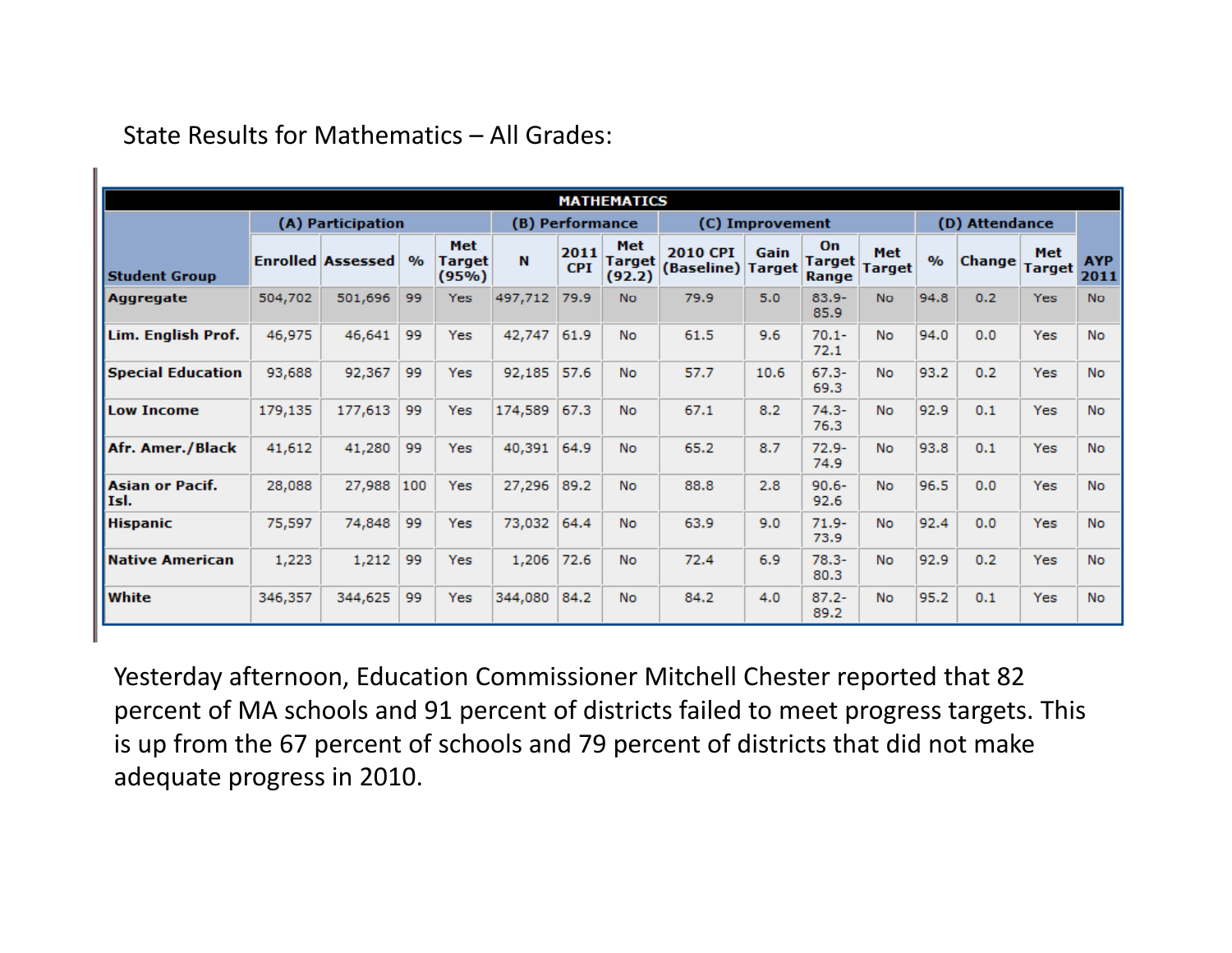State Results for Mathematics – All Grades:

| MATHEMATICS | | | | | | | | | | | | | | | | |
|---|---|---|---|---|---|---|---|---|---|---|---|---|---|---|---|---|
| | (A) Participation | | | | (B) Performance | | | (C) Improvement | | | | (D) Attendance | | | | |
| Student Group | Enrolled | Assessed | % | Met Target (95%) | N | 2011 CPI | Met Target (92.2) | 2010 CPI (Baseline) | Gain Target | On Target Range | Met Target | % | Change | Met Target | AYP 2011 |
| Aggregate | 504,702 | 501,696 | 99 | Yes | 497,712 | 79.9 | No | 79.9 | 5.0 | 83.9-85.9 | No | 94.8 | 0.2 | Yes | No |
| Lim. English Prof. | 46,975 | 46,641 | 99 | Yes | 42,747 | 61.9 | No | 61.5 | 9.6 | 70.1-72.1 | No | 94.0 | 0.0 | Yes | No |
| Special Education | 93,688 | 92,367 | 99 | Yes | 92,185 | 57.6 | No | 57.7 | 10.6 | 67.3-69.3 | No | 93.2 | 0.2 | Yes | No |
| Low Income | 179,135 | 177,613 | 99 | Yes | 174,589 | 67.3 | No | 67.1 | 8.2 | 74.3-76.3 | No | 92.9 | 0.1 | Yes | No |
| Afr. Amer./Black | 41,612 | 41,280 | 99 | Yes | 40,391 | 64.9 | No | 65.2 | 8.7 | 72.9-74.9 | No | 93.8 | 0.1 | Yes | No |
| Asian or Pacif. Isl. | 28,088 | 27,988 | 100 | Yes | 27,296 | 89.2 | No | 88.8 | 2.8 | 90.6-92.6 | No | 96.5 | 0.0 | Yes | No |
| Hispanic | 75,597 | 74,848 | 99 | Yes | 73,032 | 64.4 | No | 63.9 | 9.0 | 71.9-73.9 | No | 92.4 | 0.0 | Yes | No |
| Native American | 1,223 | 1,212 | 99 | Yes | 1,206 | 72.6 | No | 72.4 | 6.9 | 78.3-80.3 | No | 92.9 | 0.2 | Yes | No |
| White | 346,357 | 344,625 | 99 | Yes | 344,080 | 84.2 | No | 84.2 | 4.0 | 87.2-89.2 | No | 95.2 | 0.1 | Yes | No |

Yesterday afternoon, Education Commissioner Mitchell Chester reported that 82 percent of MA schools and 91 percent of districts failed to meet progress targets. This is up from the 67 percent of schools and 79 percent of districts that did not make adequate progress in 2010.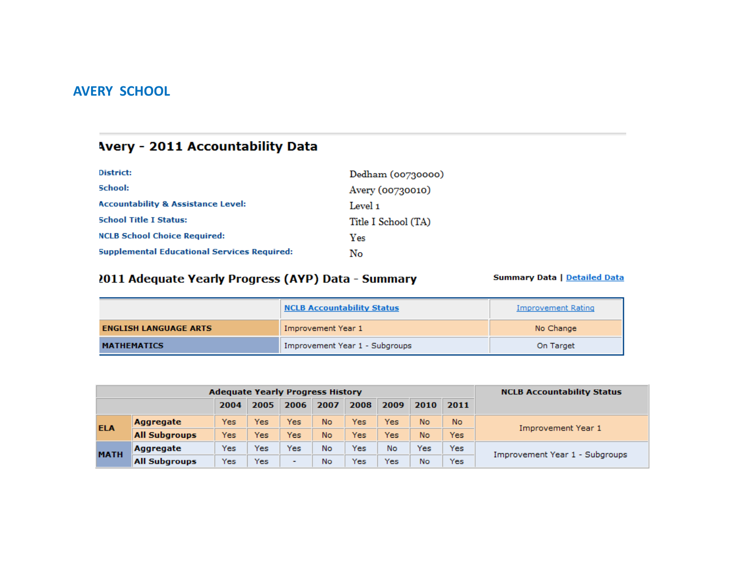# AVERY SCHOOL

## Avery - 2011 Accountability Data

| | |
|---|---|
| **District:** | Dedham (00730000) |
| **School:** | Avery (00730010) |
| **Accountability & Assistance Level:** | Level 1 |
| **School Title I Status:** | Title I School (TA) |
| **NCLB School Choice Required:** | Yes |
| **Supplemental Educational Services Required:** | No |

## 2011 Adequate Yearly Progress (AYP) Data - Summary

**Summary Data** | Detailed Data

| | NCLB Accountability Status | Improvement Rating |
|---|---|---|
| ENGLISH LANGUAGE ARTS | Improvement Year 1 | No Change |
| MATHEMATICS | Improvement Year 1 - Subgroups | On Target |

| Adequate Yearly Progress History | | | | | | | | | | NCLB Accountability Status |
|---|---|---|---|---|---|---|---|---|---|---|
| | | 2004 | 2005 | 2006 | 2007 | 2008 | 2009 | 2010 | 2011 | |
| ELA | Aggregate | Yes | Yes | Yes | No | Yes | Yes | No | No | Improvement Year 1 |
| | All Subgroups | Yes | Yes | Yes | No | Yes | Yes | No | Yes | |
| MATH | Aggregate | Yes | Yes | Yes | No | Yes | No | Yes | Yes | Improvement Year 1 - Subgroups |
| | All Subgroups | Yes | Yes | - | No | Yes | Yes | No | Yes | |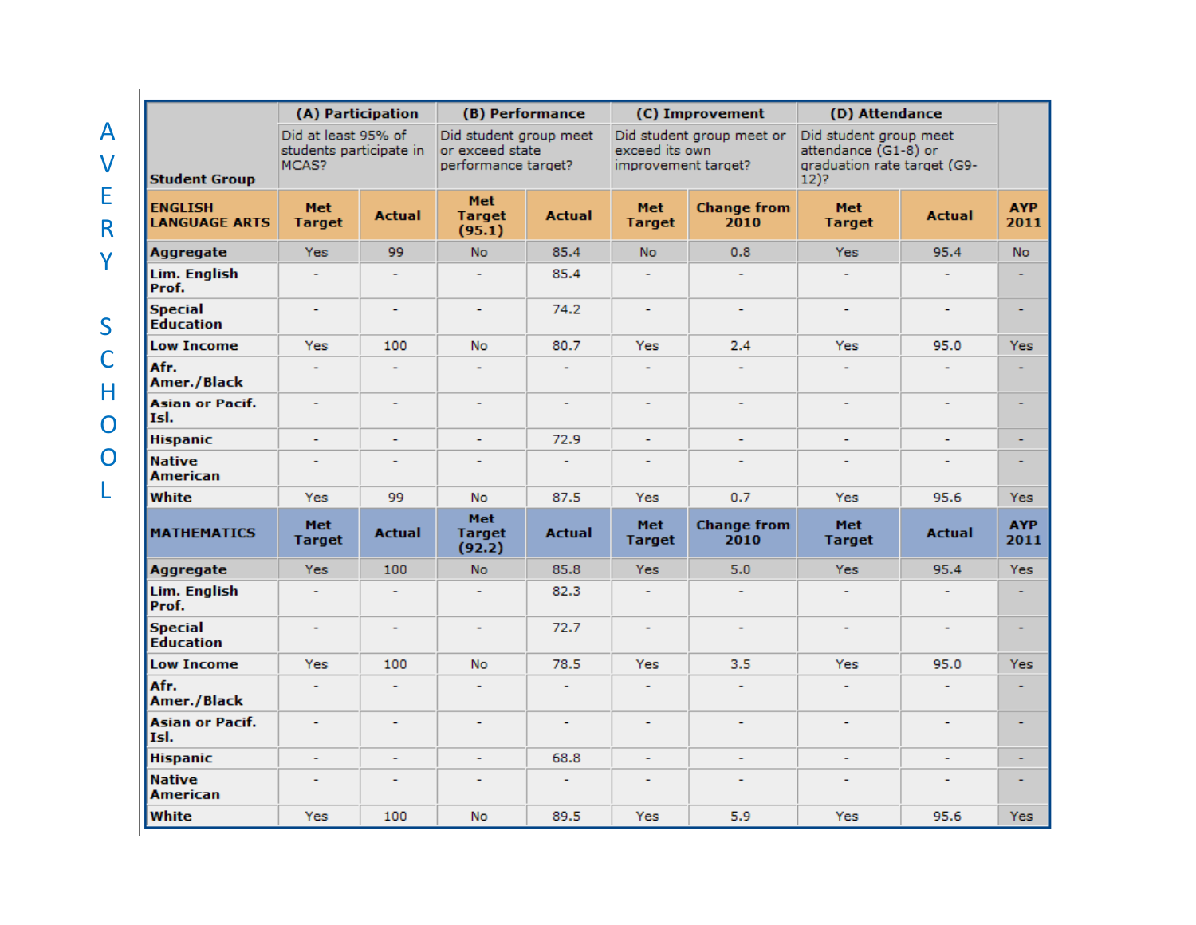# AVERY SCHOOL

| Student Group | (A) Participation Did at least 95% of students participate in MCAS? | | (B) Performance Did student group meet or exceed state performance target? | | (C) Improvement Did student group meet or exceed its own improvement target? | | (D) Attendance Did student group meet attendance (G1-8) or graduation rate target (G9-12)? | | |
|---|---|---|---|---|---|---|---|---|---|
| **ENGLISH LANGUAGE ARTS** | **Met Target** | **Actual** | **Met Target (95.1)** | **Actual** | **Met Target** | **Change from 2010** | **Met Target** | **Actual** | **AYP 2011** |
| **Aggregate** | Yes | 99 | No | 85.4 | No | 0.8 | Yes | 95.4 | No |
| **Lim. English Prof.** | - | - | - | 85.4 | - | - | - | - | - |
| **Special Education** | - | - | - | 74.2 | - | - | - | - | - |
| **Low Income** | Yes | 100 | No | 80.7 | Yes | 2.4 | Yes | 95.0 | Yes |
| **Afr. Amer./Black** | - | - | - | - | - | - | - | - | - |
| **Asian or Pacif. Isl.** | - | - | - | - | - | - | - | - | - |
| **Hispanic** | - | - | - | 72.9 | - | - | - | - | - |
| **Native American** | - | - | - | - | - | - | - | - | - |
| **White** | Yes | 99 | No | 87.5 | Yes | 0.7 | Yes | 95.6 | Yes |
| **MATHEMATICS** | **Met Target** | **Actual** | **Met Target (92.2)** | **Actual** | **Met Target** | **Change from 2010** | **Met Target** | **Actual** | **AYP 2011** |
| **Aggregate** | Yes | 100 | No | 85.8 | Yes | 5.0 | Yes | 95.4 | Yes |
| **Lim. English Prof.** | - | - | - | 82.3 | - | - | - | - | - |
| **Special Education** | - | - | - | 72.7 | - | - | - | - | - |
| **Low Income** | Yes | 100 | No | 78.5 | Yes | 3.5 | Yes | 95.0 | Yes |
| **Afr. Amer./Black** | - | - | - | - | - | - | - | - | - |
| **Asian or Pacif. Isl.** | - | - | - | - | - | - | - | - | - |
| **Hispanic** | - | - | - | 68.8 | - | - | - | - | - |
| **Native American** | - | - | - | - | - | - | - | - | - |
| **White** | Yes | 100 | No | 89.5 | Yes | 5.9 | Yes | 95.6 | Yes |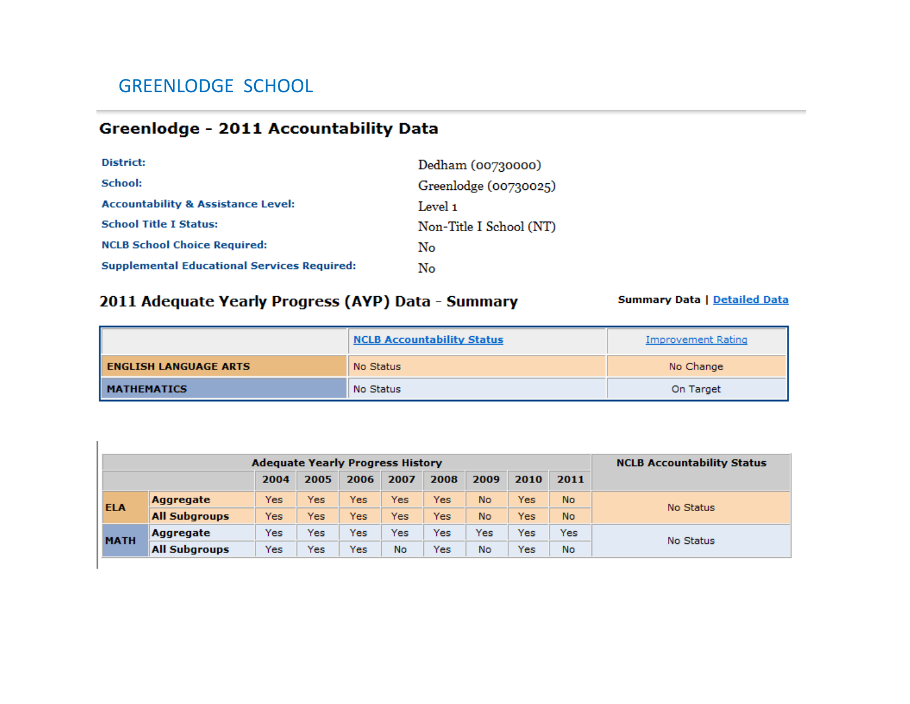# GREENLODGE SCHOOL

## Greenlodge - 2011 Accountability Data

| | |
|---|---|
| **District:** | Dedham (00730000) |
| **School:** | Greenlodge (00730025) |
| **Accountability & Assistance Level:** | Level 1 |
| **School Title I Status:** | Non-Title I School (NT) |
| **NCLB School Choice Required:** | No |
| **Supplemental Educational Services Required:** | No |

## 2011 Adequate Yearly Progress (AYP) Data - Summary

**Summary Data** | Detailed Data

| | NCLB Accountability Status | Improvement Rating |
|---|---|---|
| **ENGLISH LANGUAGE ARTS** | No Status | No Change |
| **MATHEMATICS** | No Status | On Target |

| | | Adequate Yearly Progress History | | | | | | | | NCLB Accountability Status |
|---|---|---|---|---|---|---|---|---|---|---|
| | | 2004 | 2005 | 2006 | 2007 | 2008 | 2009 | 2010 | 2011 | |
| **ELA** | **Aggregate** | Yes | Yes | Yes | Yes | Yes | No | Yes | No | No Status |
| | **All Subgroups** | Yes | Yes | Yes | Yes | Yes | No | Yes | No | |
| **MATH** | **Aggregate** | Yes | Yes | Yes | Yes | Yes | Yes | Yes | Yes | No Status |
| | **All Subgroups** | Yes | Yes | Yes | No | Yes | No | Yes | No | |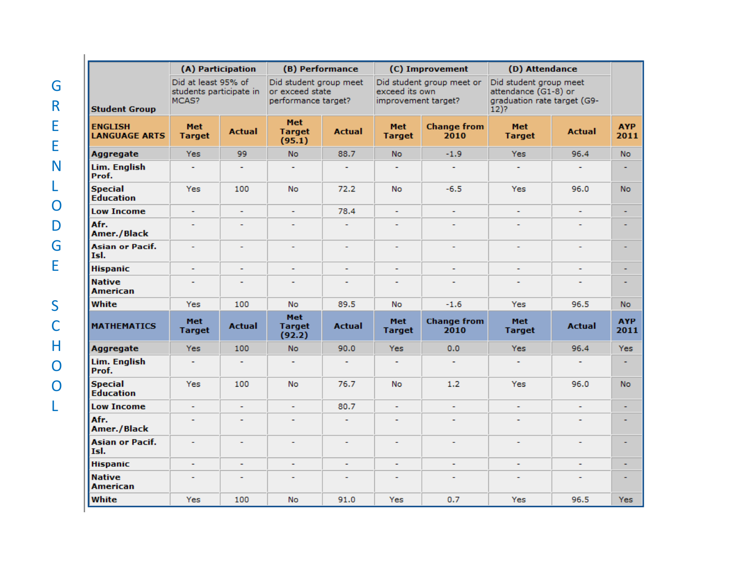# GREENLODGE SCHOOL

| Student Group | (A) Participation<br>Did at least 95% of students participate in MCAS? | | (B) Performance<br>Did student group meet or exceed state performance target? | | (C) Improvement<br>Did student group meet or exceed its own improvement target? | | (D) Attendance<br>Did student group meet attendance (G1-8) or graduation rate target (G9-12)? | | |
|---|---|---|---|---|---|---|---|---|---|
| **ENGLISH LANGUAGE ARTS** | **Met Target** | **Actual** | **Met Target (95.1)** | **Actual** | **Met Target** | **Change from 2010** | **Met Target** | **Actual** | **AYP 2011** |
| **Aggregate** | Yes | 99 | No | 88.7 | No | -1.9 | Yes | 96.4 | No |
| **Lim. English Prof.** | - | - | - | - | - | - | - | - | - |
| **Special Education** | Yes | 100 | No | 72.2 | No | -6.5 | Yes | 96.0 | No |
| **Low Income** | - | - | - | 78.4 | - | - | - | - | - |
| **Afr. Amer./Black** | - | - | - | - | - | - | - | - | - |
| **Asian or Pacif. Isl.** | - | - | - | - | - | - | - | - | - |
| **Hispanic** | - | - | - | - | - | - | - | - | - |
| **Native American** | - | - | - | - | - | - | - | - | - |
| **White** | Yes | 100 | No | 89.5 | No | -1.6 | Yes | 96.5 | No |
| **MATHEMATICS** | **Met Target** | **Actual** | **Met Target (92.2)** | **Actual** | **Met Target** | **Change from 2010** | **Met Target** | **Actual** | **AYP 2011** |
| **Aggregate** | Yes | 100 | No | 90.0 | Yes | 0.0 | Yes | 96.4 | Yes |
| **Lim. English Prof.** | - | - | - | - | - | - | - | - | - |
| **Special Education** | Yes | 100 | No | 76.7 | No | 1.2 | Yes | 96.0 | No |
| **Low Income** | - | - | - | 80.7 | - | - | - | - | - |
| **Afr. Amer./Black** | - | - | - | - | - | - | - | - | - |
| **Asian or Pacif. Isl.** | - | - | - | - | - | - | - | - | - |
| **Hispanic** | - | - | - | - | - | - | - | - | - |
| **Native American** | - | - | - | - | - | - | - | - | - |
| **White** | Yes | 100 | No | 91.0 | Yes | 0.7 | Yes | 96.5 | Yes |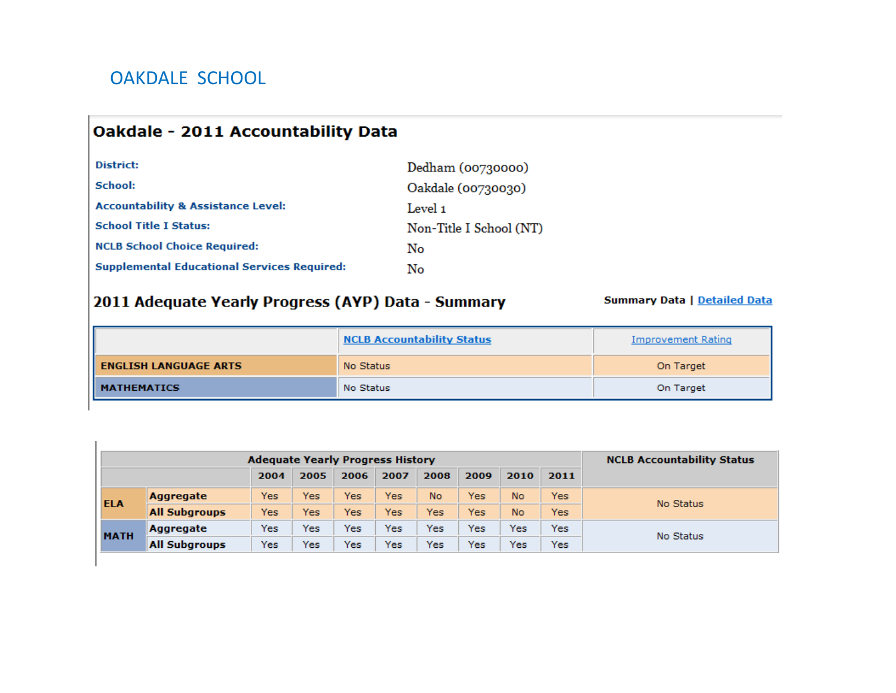# OAKDALE SCHOOL

## Oakdale - 2011 Accountability Data

| | |
|---|---|
| **District:** | Dedham (00730000) |
| **School:** | Oakdale (00730030) |
| **Accountability & Assistance Level:** | Level 1 |
| **School Title I Status:** | Non-Title I School (NT) |
| **NCLB School Choice Required:** | No |
| **Supplemental Educational Services Required:** | No |

## 2011 Adequate Yearly Progress (AYP) Data - Summary

**Summary Data** | Detailed Data

| | NCLB Accountability Status | Improvement Rating |
|---|---|---|
| **ENGLISH LANGUAGE ARTS** | No Status | On Target |
| **MATHEMATICS** | No Status | On Target |

| | | Adequate Yearly Progress History | | | | | | | | NCLB Accountability Status |
|---|---|---|---|---|---|---|---|---|---|---|
| | | 2004 | 2005 | 2006 | 2007 | 2008 | 2009 | 2010 | 2011 | |
| **ELA** | **Aggregate** | Yes | Yes | Yes | Yes | No | Yes | No | Yes | No Status |
| | **All Subgroups** | Yes | Yes | Yes | Yes | Yes | Yes | No | Yes | |
| **MATH** | **Aggregate** | Yes | Yes | Yes | Yes | Yes | Yes | Yes | Yes | No Status |
| | **All Subgroups** | Yes | Yes | Yes | Yes | Yes | Yes | Yes | Yes | |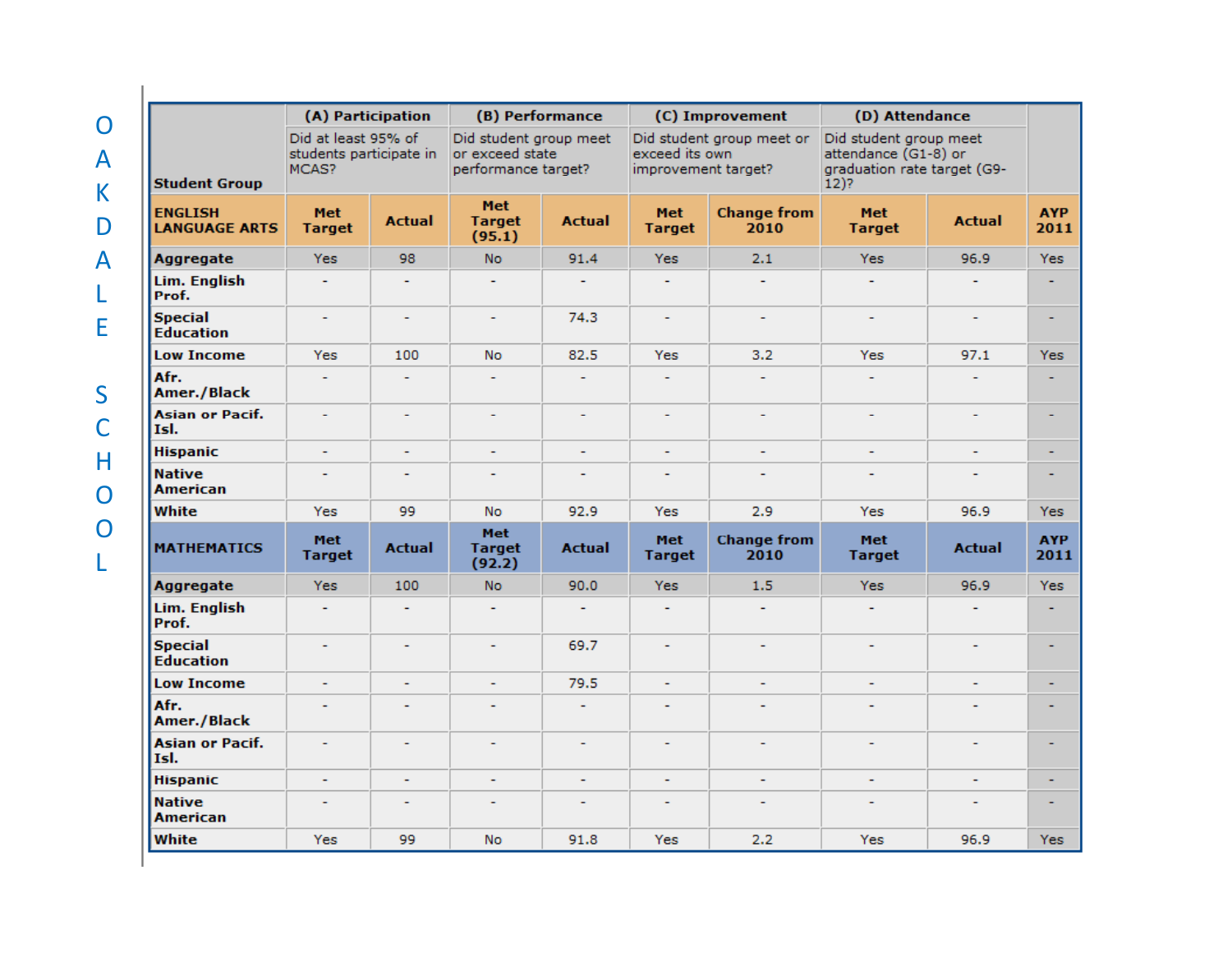OAKDALE SCHOOL

| Student Group | (A) Participation<br>Did at least 95% of students participate in MCAS? | | (B) Performance<br>Did student group meet or exceed state performance target? | | (C) Improvement<br>Did student group meet or exceed its own improvement target? | | (D) Attendance<br>Did student group meet attendance (G1-8) or graduation rate target (G9-12)? | | |
|---|---|---|---|---|---|---|---|---|---|
| **ENGLISH LANGUAGE ARTS** | **Met Target** | **Actual** | **Met Target (95.1)** | **Actual** | **Met Target** | **Change from 2010** | **Met Target** | **Actual** | **AYP 2011** |
| **Aggregate** | Yes | 98 | No | 91.4 | Yes | 2.1 | Yes | 96.9 | Yes |
| **Lim. English Prof.** | - | - | - | - | - | - | - | - | - |
| **Special Education** | - | - | - | 74.3 | - | - | - | - | - |
| **Low Income** | Yes | 100 | No | 82.5 | Yes | 3.2 | Yes | 97.1 | Yes |
| **Afr. Amer./Black** | - | - | - | - | - | - | - | - | - |
| **Asian or Pacif. Isl.** | - | - | - | - | - | - | - | - | - |
| **Hispanic** | - | - | - | - | - | - | - | - | - |
| **Native American** | - | - | - | - | - | - | - | - | - |
| **White** | Yes | 99 | No | 92.9 | Yes | 2.9 | Yes | 96.9 | Yes |
| **MATHEMATICS** | **Met Target** | **Actual** | **Met Target (92.2)** | **Actual** | **Met Target** | **Change from 2010** | **Met Target** | **Actual** | **AYP 2011** |
| **Aggregate** | Yes | 100 | No | 90.0 | Yes | 1.5 | Yes | 96.9 | Yes |
| **Lim. English Prof.** | - | - | - | - | - | - | - | - | - |
| **Special Education** | - | - | - | 69.7 | - | - | - | - | - |
| **Low Income** | - | - | - | 79.5 | - | - | - | - | - |
| **Afr. Amer./Black** | - | - | - | - | - | - | - | - | - |
| **Asian or Pacif. Isl.** | - | - | - | - | - | - | - | - | - |
| **Hispanic** | - | - | - | - | - | - | - | - | - |
| **Native American** | - | - | - | - | - | - | - | - | - |
| **White** | Yes | 99 | No | 91.8 | Yes | 2.2 | Yes | 96.9 | Yes |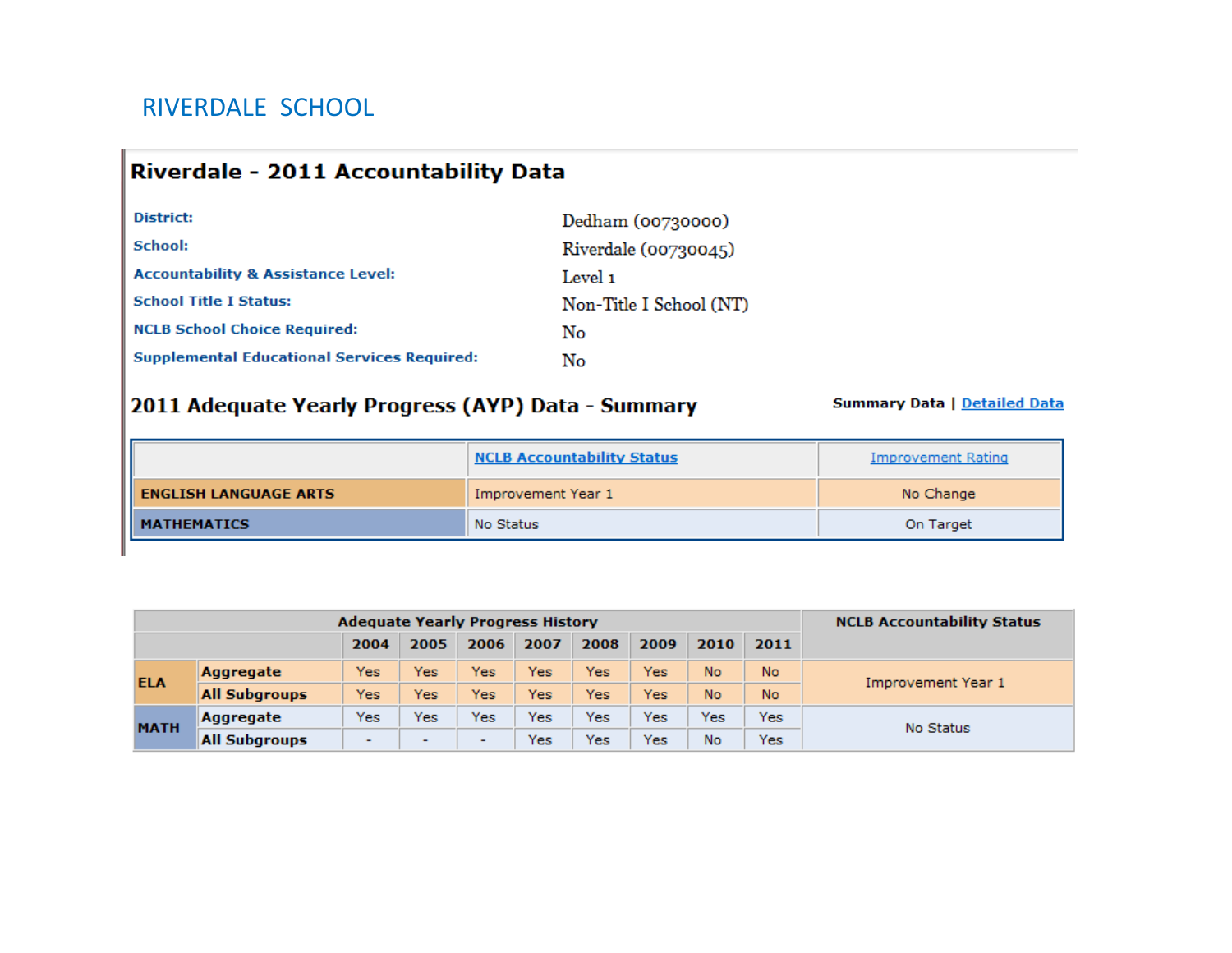# RIVERDALE SCHOOL

## Riverdale - 2011 Accountability Data

| | |
|---|---|
| **District:** | Dedham (00730000) |
| **School:** | Riverdale (00730045) |
| **Accountability & Assistance Level:** | Level 1 |
| **School Title I Status:** | Non-Title I School (NT) |
| **NCLB School Choice Required:** | No |
| **Supplemental Educational Services Required:** | No |

### 2011 Adequate Yearly Progress (AYP) Data - Summary

**Summary Data** | Detailed Data

| | NCLB Accountability Status | Improvement Rating |
|---|---|---|
| **ENGLISH LANGUAGE ARTS** | Improvement Year 1 | No Change |
| **MATHEMATICS** | No Status | On Target |

| Adequate Yearly Progress History | | | | | | | | | | NCLB Accountability Status |
|---|---|---|---|---|---|---|---|---|---|---|
| | | 2004 | 2005 | 2006 | 2007 | 2008 | 2009 | 2010 | 2011 | |
| **ELA** | **Aggregate** | Yes | Yes | Yes | Yes | Yes | Yes | No | No | Improvement Year 1 |
| | **All Subgroups** | Yes | Yes | Yes | Yes | Yes | Yes | No | No | |
| **MATH** | **Aggregate** | Yes | Yes | Yes | Yes | Yes | Yes | Yes | Yes | No Status |
| | **All Subgroups** | - | - | - | Yes | Yes | Yes | No | Yes | |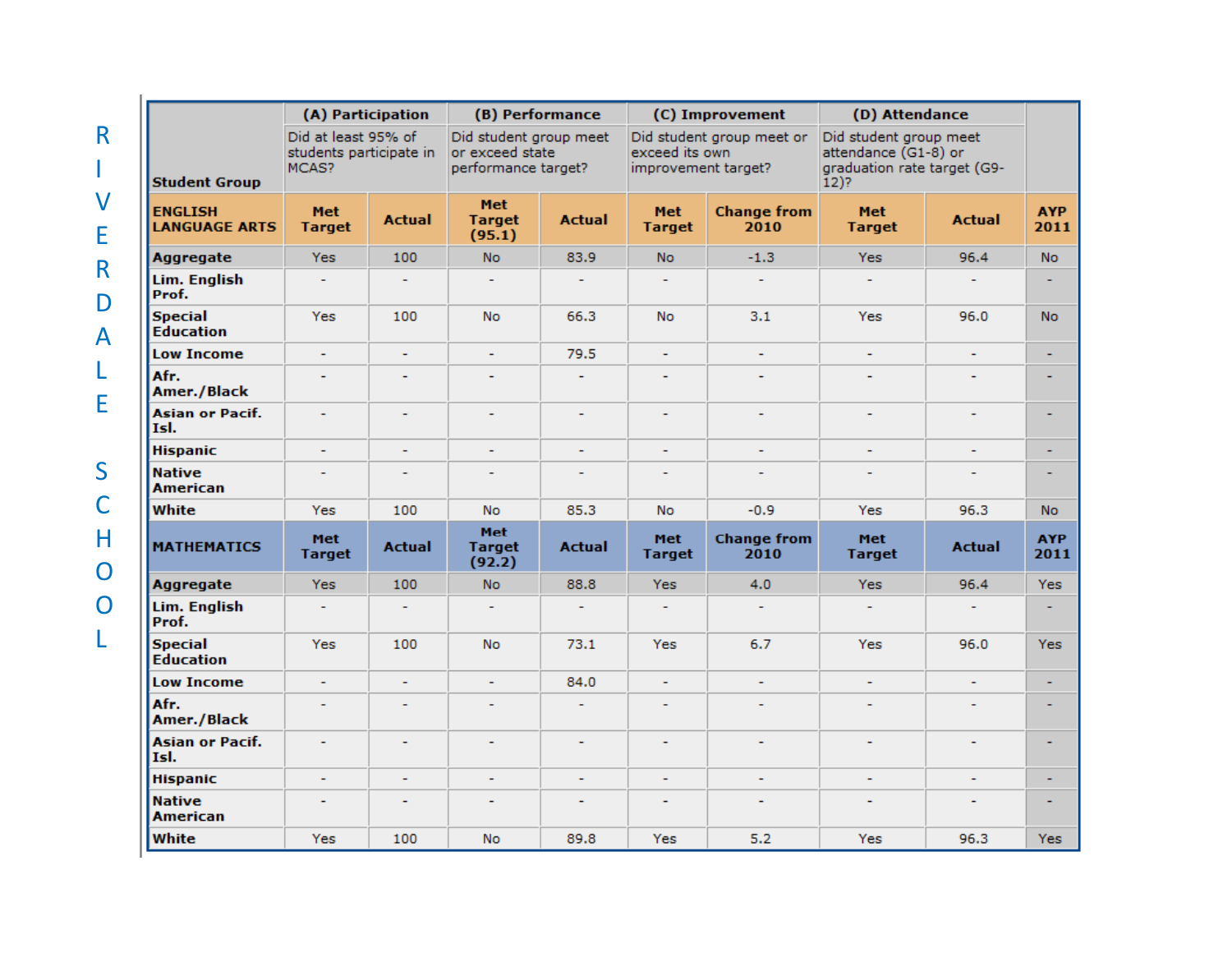# RIVERDALE SCHOOL

| Student Group | (A) Participation<br>Did at least 95% of students participate in MCAS? | | (B) Performance<br>Did student group meet or exceed state performance target? | | (C) Improvement<br>Did student group meet or exceed its own improvement target? | | (D) Attendance<br>Did student group meet attendance (G1-8) or graduation rate target (G9-12)? | | |
|---|---|---|---|---|---|---|---|---|---|
| **ENGLISH LANGUAGE ARTS** | **Met Target** | **Actual** | **Met Target (95.1)** | **Actual** | **Met Target** | **Change from 2010** | **Met Target** | **Actual** | **AYP 2011** |
| **Aggregate** | Yes | 100 | No | 83.9 | No | -1.3 | Yes | 96.4 | No |
| **Lim. English Prof.** | - | - | - | - | - | - | - | - | - |
| **Special Education** | Yes | 100 | No | 66.3 | No | 3.1 | Yes | 96.0 | No |
| **Low Income** | - | - | - | 79.5 | - | - | - | - | - |
| **Afr. Amer./Black** | - | - | - | - | - | - | - | - | - |
| **Asian or Pacif. Isl.** | - | - | - | - | - | - | - | - | - |
| **Hispanic** | - | - | - | - | - | - | - | - | - |
| **Native American** | - | - | - | - | - | - | - | - | - |
| **White** | Yes | 100 | No | 85.3 | No | -0.9 | Yes | 96.3 | No |
| **MATHEMATICS** | **Met Target** | **Actual** | **Met Target (92.2)** | **Actual** | **Met Target** | **Change from 2010** | **Met Target** | **Actual** | **AYP 2011** |
| **Aggregate** | Yes | 100 | No | 88.8 | Yes | 4.0 | Yes | 96.4 | Yes |
| **Lim. English Prof.** | - | - | - | - | - | - | - | - | - |
| **Special Education** | Yes | 100 | No | 73.1 | Yes | 6.7 | Yes | 96.0 | Yes |
| **Low Income** | - | - | - | 84.0 | - | - | - | - | - |
| **Afr. Amer./Black** | - | - | - | - | - | - | - | - | - |
| **Asian or Pacif. Isl.** | - | - | - | - | - | - | - | - | - |
| **Hispanic** | - | - | - | - | - | - | - | - | - |
| **Native American** | - | - | - | - | - | - | - | - | - |
| **White** | Yes | 100 | No | 89.8 | Yes | 5.2 | Yes | 96.3 | Yes |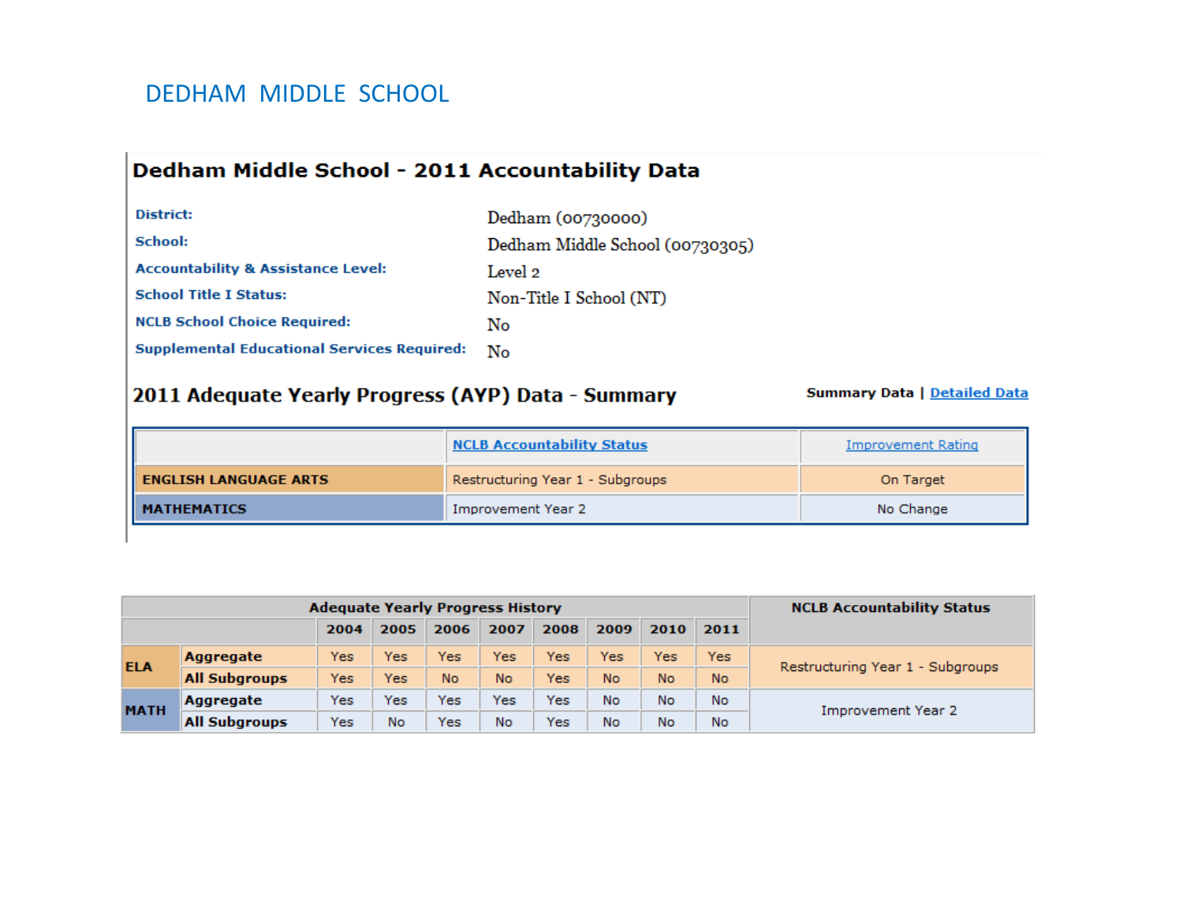# DEDHAM MIDDLE SCHOOL

## Dedham Middle School - 2011 Accountability Data

| | |
|---|---|
| **District:** | Dedham (00730000) |
| **School:** | Dedham Middle School (00730305) |
| **Accountability & Assistance Level:** | Level 2 |
| **School Title I Status:** | Non-Title I School (NT) |
| **NCLB School Choice Required:** | No |
| **Supplemental Educational Services Required:** | No |

## 2011 Adequate Yearly Progress (AYP) Data - Summary

**Summary Data** | Detailed Data

| | NCLB Accountability Status | Improvement Rating |
|---|---|---|
| **ENGLISH LANGUAGE ARTS** | Restructuring Year 1 - Subgroups | On Target |
| **MATHEMATICS** | Improvement Year 2 | No Change |

| Adequate Yearly Progress History | | | | | | | | | | NCLB Accountability Status |
|---|---|---|---|---|---|---|---|---|---|---|
| | | 2004 | 2005 | 2006 | 2007 | 2008 | 2009 | 2010 | 2011 | |
| **ELA** | **Aggregate** | Yes | Yes | Yes | Yes | Yes | Yes | Yes | Yes | Restructuring Year 1 - Subgroups |
| | **All Subgroups** | Yes | Yes | No | No | Yes | No | No | No | |
| **MATH** | **Aggregate** | Yes | Yes | Yes | Yes | Yes | No | No | No | Improvement Year 2 |
| | **All Subgroups** | Yes | No | Yes | No | Yes | No | No | No | |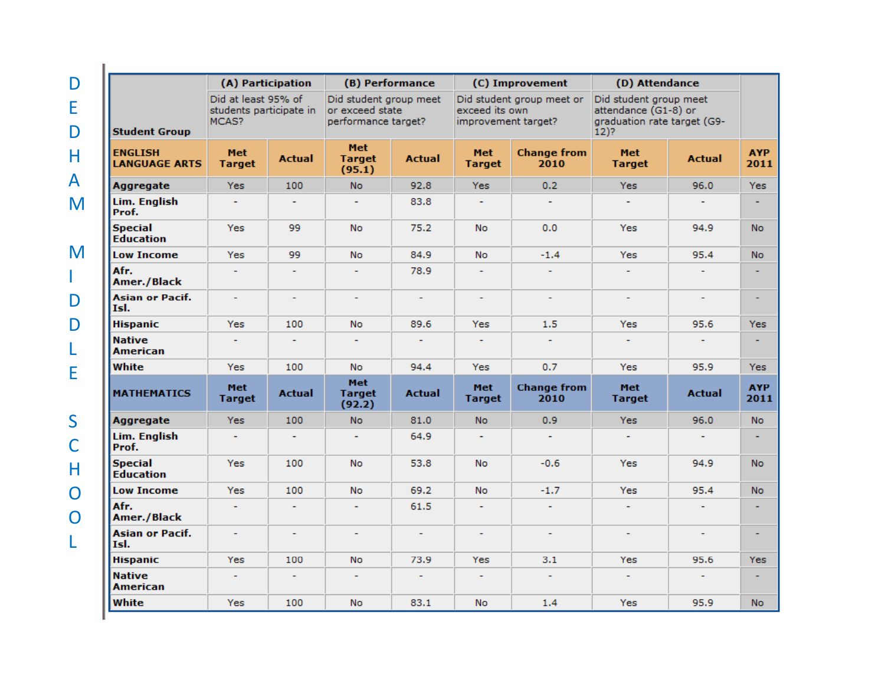# DEDHAM MIDDLE SCHOOL

| Student Group | (A) Participation Did at least 95% of students participate in MCAS? | | (B) Performance Did student group meet or exceed state performance target? | | (C) Improvement Did student group meet or exceed its own improvement target? | | (D) Attendance Did student group meet attendance (G1-8) or graduation rate target (G9-12)? | | |
|---|---|---|---|---|---|---|---|---|---|
| **ENGLISH LANGUAGE ARTS** | **Met Target** | **Actual** | **Met Target (95.1)** | **Actual** | **Met Target** | **Change from 2010** | **Met Target** | **Actual** | **AYP 2011** |
| **Aggregate** | Yes | 100 | No | 92.8 | Yes | 0.2 | Yes | 96.0 | Yes |
| **Lim. English Prof.** | - | - | - | 83.8 | - | - | - | - | - |
| **Special Education** | Yes | 99 | No | 75.2 | No | 0.0 | Yes | 94.9 | No |
| **Low Income** | Yes | 99 | No | 84.9 | No | -1.4 | Yes | 95.4 | No |
| **Afr. Amer./Black** | - | - | - | 78.9 | - | - | - | - | - |
| **Asian or Pacif. Isl.** | - | - | - | - | - | - | - | - | - |
| **Hispanic** | Yes | 100 | No | 89.6 | Yes | 1.5 | Yes | 95.6 | Yes |
| **Native American** | - | - | - | - | - | - | - | - | - |
| **White** | Yes | 100 | No | 94.4 | Yes | 0.7 | Yes | 95.9 | Yes |
| **MATHEMATICS** | **Met Target** | **Actual** | **Met Target (92.2)** | **Actual** | **Met Target** | **Change from 2010** | **Met Target** | **Actual** | **AYP 2011** |
| **Aggregate** | Yes | 100 | No | 81.0 | No | 0.9 | Yes | 96.0 | No |
| **Lim. English Prof.** | - | - | - | 64.9 | - | - | - | - | - |
| **Special Education** | Yes | 100 | No | 53.8 | No | -0.6 | Yes | 94.9 | No |
| **Low Income** | Yes | 100 | No | 69.2 | No | -1.7 | Yes | 95.4 | No |
| **Afr. Amer./Black** | - | - | - | 61.5 | - | - | - | - | - |
| **Asian or Pacif. Isl.** | - | - | - | - | - | - | - | - | - |
| **Hispanic** | Yes | 100 | No | 73.9 | Yes | 3.1 | Yes | 95.6 | Yes |
| **Native American** | - | - | - | - | - | - | - | - | - |
| **White** | Yes | 100 | No | 83.1 | No | 1.4 | Yes | 95.9 | No |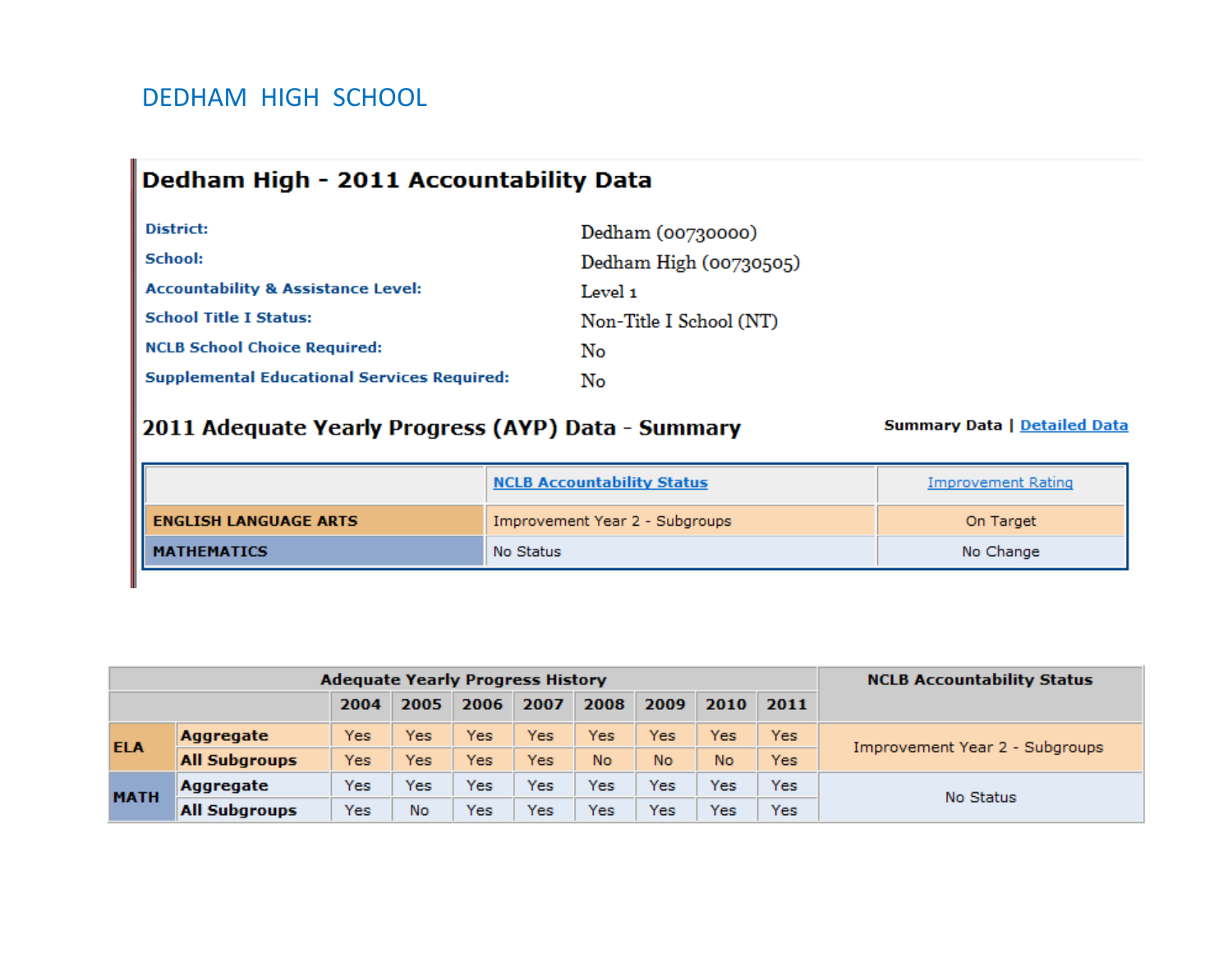# DEDHAM HIGH SCHOOL

## Dedham High - 2011 Accountability Data

| | |
|---|---|
| **District:** | Dedham (00730000) |
| **School:** | Dedham High (00730505) |
| **Accountability & Assistance Level:** | Level 1 |
| **School Title I Status:** | Non-Title I School (NT) |
| **NCLB School Choice Required:** | No |
| **Supplemental Educational Services Required:** | No |

## 2011 Adequate Yearly Progress (AYP) Data - Summary

**Summary Data** | Detailed Data

| | NCLB Accountability Status | Improvement Rating |
|---|---|---|
| **ENGLISH LANGUAGE ARTS** | Improvement Year 2 - Subgroups | On Target |
| **MATHEMATICS** | No Status | No Change |

| Adequate Yearly Progress History | | | | | | | | | | NCLB Accountability Status |
|---|---|---|---|---|---|---|---|---|---|---|
| | | 2004 | 2005 | 2006 | 2007 | 2008 | 2009 | 2010 | 2011 | |
| **ELA** | **Aggregate** | Yes | Yes | Yes | Yes | Yes | Yes | Yes | Yes | Improvement Year 2 - Subgroups |
| | **All Subgroups** | Yes | Yes | Yes | Yes | No | No | No | Yes | |
| **MATH** | **Aggregate** | Yes | Yes | Yes | Yes | Yes | Yes | Yes | Yes | No Status |
| | **All Subgroups** | Yes | No | Yes | Yes | Yes | Yes | Yes | Yes | |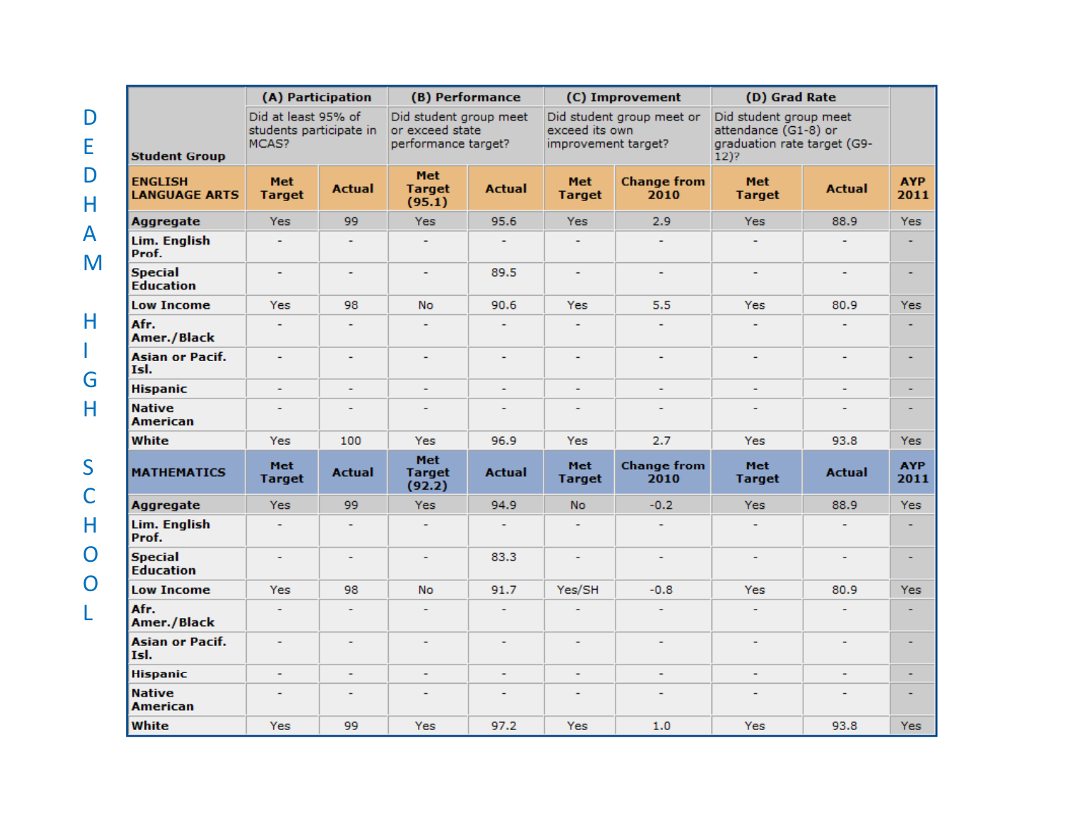# DEDHAM HIGH SCHOOL

| Student Group | (A) Participation<br>Did at least 95% of students participate in MCAS? | | (B) Performance<br>Did student group meet or exceed state performance target? | | (C) Improvement<br>Did student group meet or exceed its own improvement target? | | (D) Grad Rate<br>Did student group meet attendance (G1-8) or graduation rate target (G9-12)? | | |
|---|---|---|---|---|---|---|---|---|---|
| **ENGLISH LANGUAGE ARTS** | **Met Target** | **Actual** | **Met Target (95.1)** | **Actual** | **Met Target** | **Change from 2010** | **Met Target** | **Actual** | **AYP 2011** |
| **Aggregate** | Yes | 99 | Yes | 95.6 | Yes | 2.9 | Yes | 88.9 | Yes |
| **Lim. English Prof.** | - | - | - | - | - | - | - | - | - |
| **Special Education** | - | - | - | 89.5 | - | - | - | - | - |
| **Low Income** | Yes | 98 | No | 90.6 | Yes | 5.5 | Yes | 80.9 | Yes |
| **Afr. Amer./Black** | - | - | - | - | - | - | - | - | - |
| **Asian or Pacif. Isl.** | - | - | - | - | - | - | - | - | - |
| **Hispanic** | - | - | - | - | - | - | - | - | - |
| **Native American** | - | - | - | - | - | - | - | - | - |
| **White** | Yes | 100 | Yes | 96.9 | Yes | 2.7 | Yes | 93.8 | Yes |
| **MATHEMATICS** | **Met Target** | **Actual** | **Met Target (92.2)** | **Actual** | **Met Target** | **Change from 2010** | **Met Target** | **Actual** | **AYP 2011** |
| **Aggregate** | Yes | 99 | Yes | 94.9 | No | -0.2 | Yes | 88.9 | Yes |
| **Lim. English Prof.** | - | - | - | - | - | - | - | - | - |
| **Special Education** | - | - | - | 83.3 | - | - | - | - | - |
| **Low Income** | Yes | 98 | No | 91.7 | Yes/SH | -0.8 | Yes | 80.9 | Yes |
| **Afr. Amer./Black** | - | - | - | - | - | - | - | - | - |
| **Asian or Pacif. Isl.** | - | - | - | - | - | - | - | - | - |
| **Hispanic** | - | - | - | - | - | - | - | - | - |
| **Native American** | - | - | - | - | - | - | - | - | - |
| **White** | Yes | 99 | Yes | 97.2 | Yes | 1.0 | Yes | 93.8 | Yes |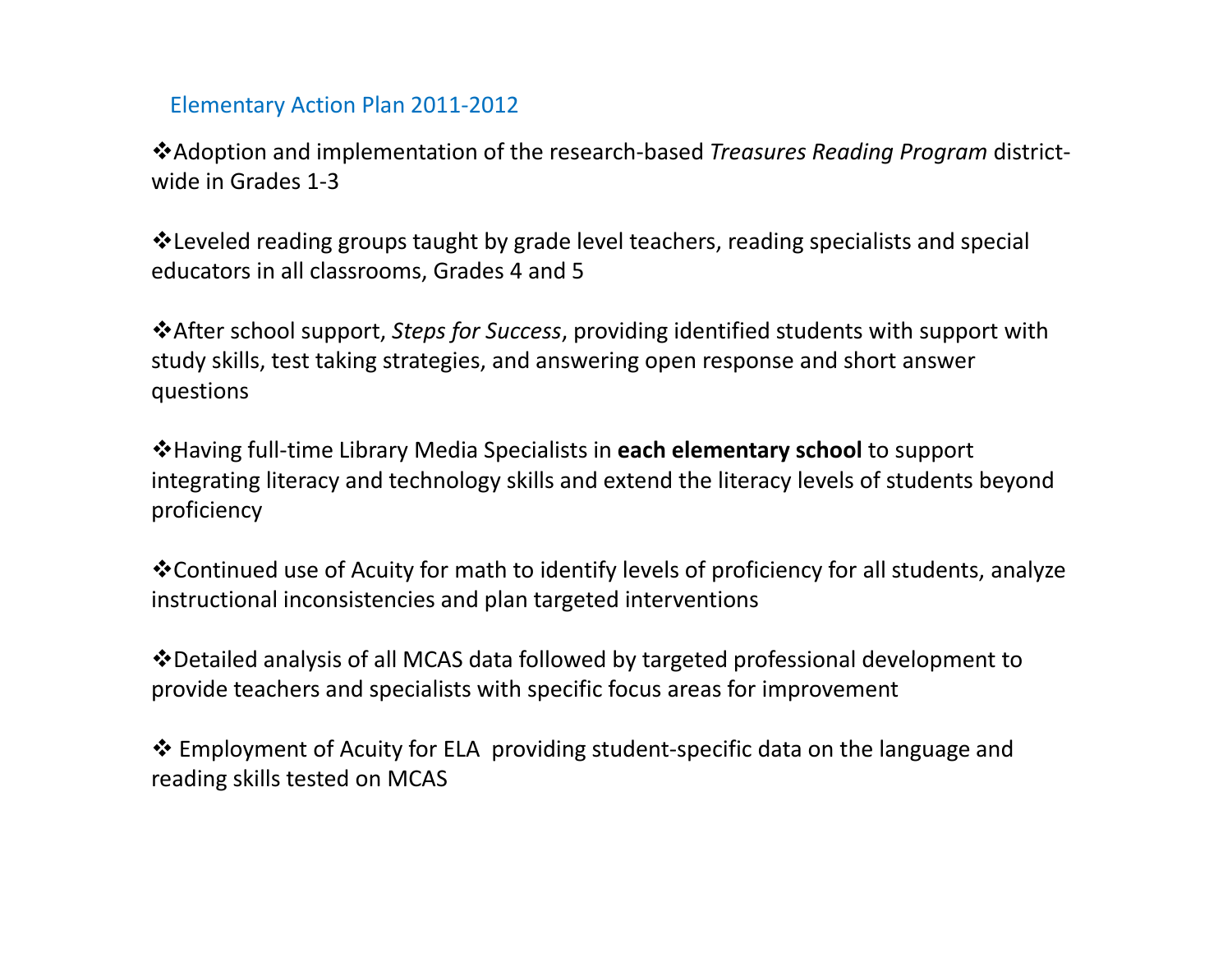## Elementary Action Plan 2011-2012

- Adoption and implementation of the research-based *Treasures Reading Program* district-wide in Grades 1-3

- Leveled reading groups taught by grade level teachers, reading specialists and special educators in all classrooms, Grades 4 and 5

- After school support, *Steps for Success*, providing identified students with support with study skills, test taking strategies, and answering open response and short answer questions

- Having full-time Library Media Specialists in **each elementary school** to support integrating literacy and technology skills and extend the literacy levels of students beyond proficiency

- Continued use of Acuity for math to identify levels of proficiency for all students, analyze instructional inconsistencies and plan targeted interventions

- Detailed analysis of all MCAS data followed by targeted professional development to provide teachers and specialists with specific focus areas for improvement

- Employment of Acuity for ELA providing student-specific data on the language and reading skills tested on MCAS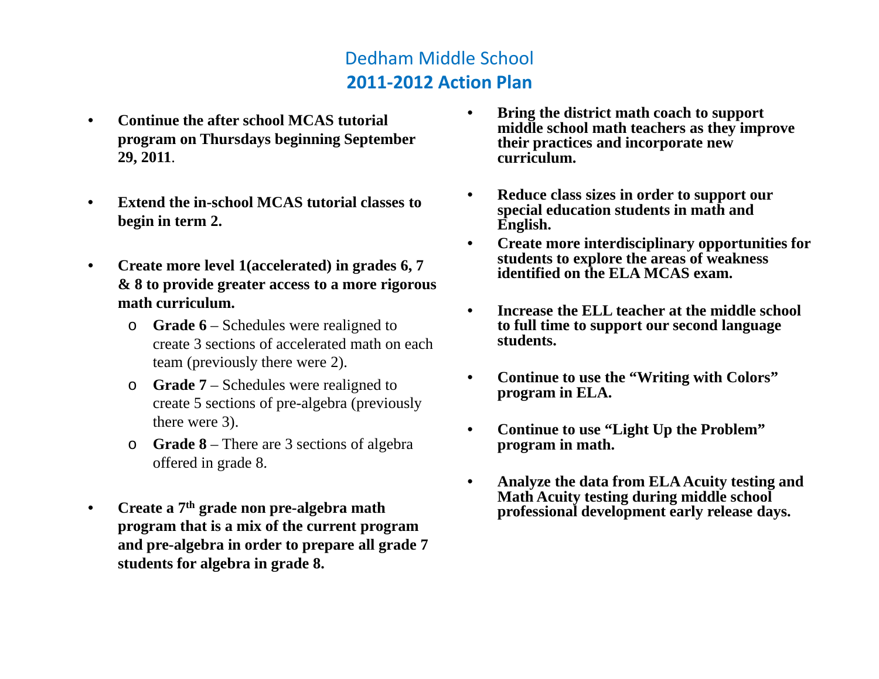# Dedham Middle School

## 2011-2012 Action Plan

- **Continue the after school MCAS tutorial program on Thursdays beginning September 29, 2011**.
- **Extend the in-school MCAS tutorial classes to begin in term 2.**
- **Create more level 1(accelerated) in grades 6, 7 & 8 to provide greater access to a more rigorous math curriculum.**
  - **Grade 6** – Schedules were realigned to create 3 sections of accelerated math on each team (previously there were 2).
  - **Grade 7** – Schedules were realigned to create 5 sections of pre-algebra (previously there were 3).
  - **Grade 8** – There are 3 sections of algebra offered in grade 8.
- **Create a 7th grade non pre-algebra math program that is a mix of the current program and pre-algebra in order to prepare all grade 7 students for algebra in grade 8.**
- **Bring the district math coach to support middle school math teachers as they improve their practices and incorporate new curriculum.**
- **Reduce class sizes in order to support our special education students in math and English.**
- **Create more interdisciplinary opportunities for students to explore the areas of weakness identified on the ELA MCAS exam.**
- **Increase the ELL teacher at the middle school to full time to support our second language students.**
- **Continue to use the "Writing with Colors" program in ELA.**
- **Continue to use "Light Up the Problem" program in math.**
- **Analyze the data from ELA Acuity testing and Math Acuity testing during middle school professional development early release days.**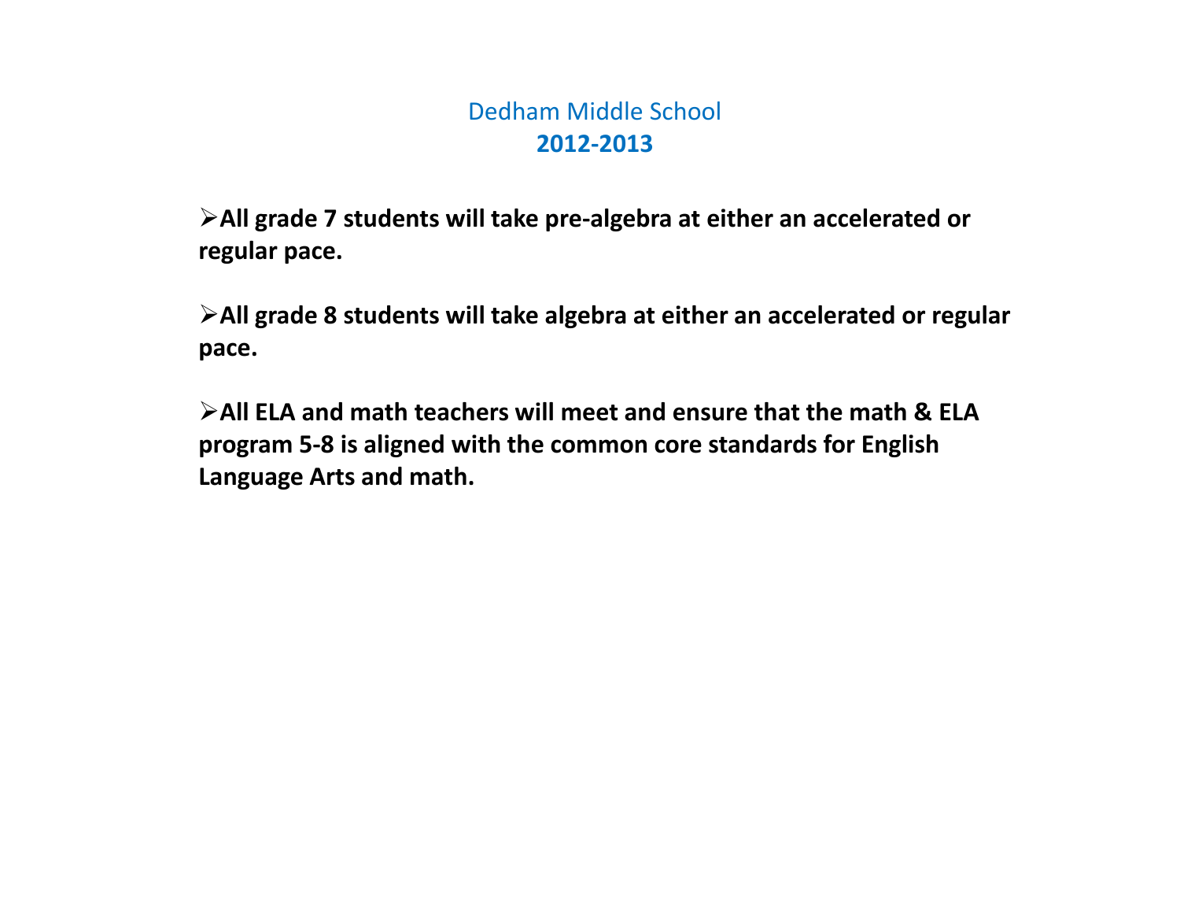# Dedham Middle School
## 2012-2013

- **All grade 7 students will take pre-algebra at either an accelerated or regular pace.**

- **All grade 8 students will take algebra at either an accelerated or regular pace.**

- **All ELA and math teachers will meet and ensure that the math & ELA program 5-8 is aligned with the common core standards for English Language Arts and math.**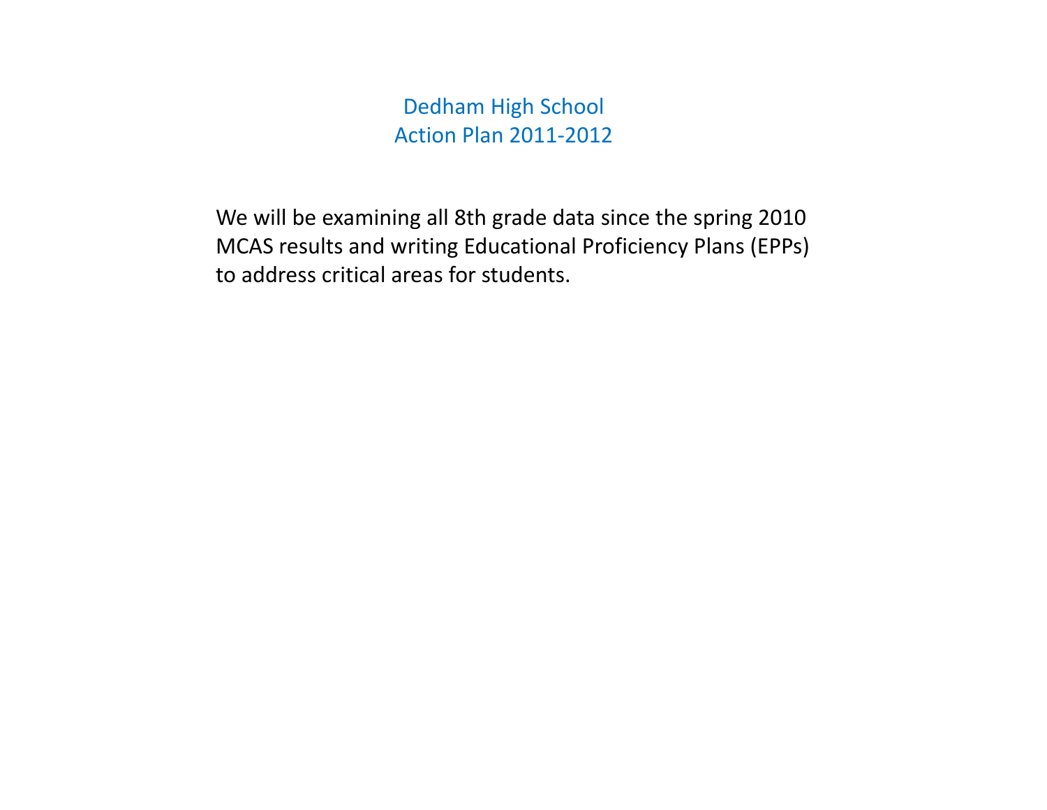# Dedham High School
## Action Plan 2011-2012

We will be examining all 8th grade data since the spring 2010 MCAS results and writing Educational Proficiency Plans (EPPs) to address critical areas for students.